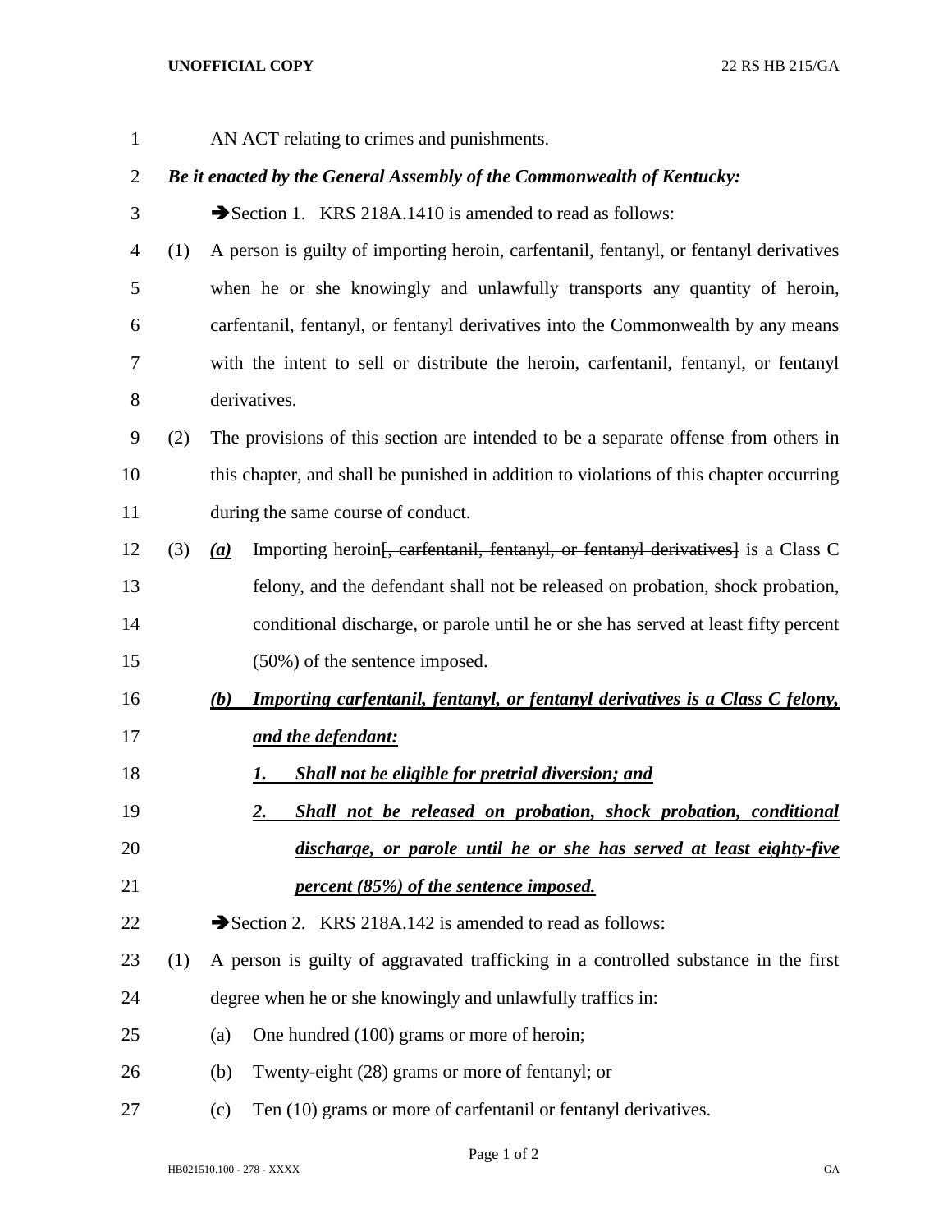AN ACT relating to crimes and punishments.

***Be it enacted by the General Assembly of the Commonwealth of Kentucky:***

➔Section 1. KRS 218A.1410 is amended to read as follows:

(1) A person is guilty of importing heroin, carfentanil, fentanyl, or fentanyl derivatives when he or she knowingly and unlawfully transports any quantity of heroin, carfentanil, fentanyl, or fentanyl derivatives into the Commonwealth by any means with the intent to sell or distribute the heroin, carfentanil, fentanyl, or fentanyl derivatives.

(2) The provisions of this section are intended to be a separate offense from others in this chapter, and shall be punished in addition to violations of this chapter occurring during the same course of conduct.

(3) ***(a)*** Importing heroin[~~, carfentanil, fentanyl, or fentanyl derivatives~~] is a Class C felony, and the defendant shall not be released on probation, shock probation, conditional discharge, or parole until he or she has served at least fifty percent (50%) of the sentence imposed.

***(b) Importing carfentanil, fentanyl, or fentanyl derivatives is a Class C felony, and the defendant:***

***1. Shall not be eligible for pretrial diversion; and***

***2. Shall not be released on probation, shock probation, conditional discharge, or parole until he or she has served at least eighty-five percent (85%) of the sentence imposed.***

➔Section 2. KRS 218A.142 is amended to read as follows:

(1) A person is guilty of aggravated trafficking in a controlled substance in the first degree when he or she knowingly and unlawfully traffics in:

(a) One hundred (100) grams or more of heroin;

(b) Twenty-eight (28) grams or more of fentanyl; or

(c) Ten (10) grams or more of carfentanil or fentanyl derivatives.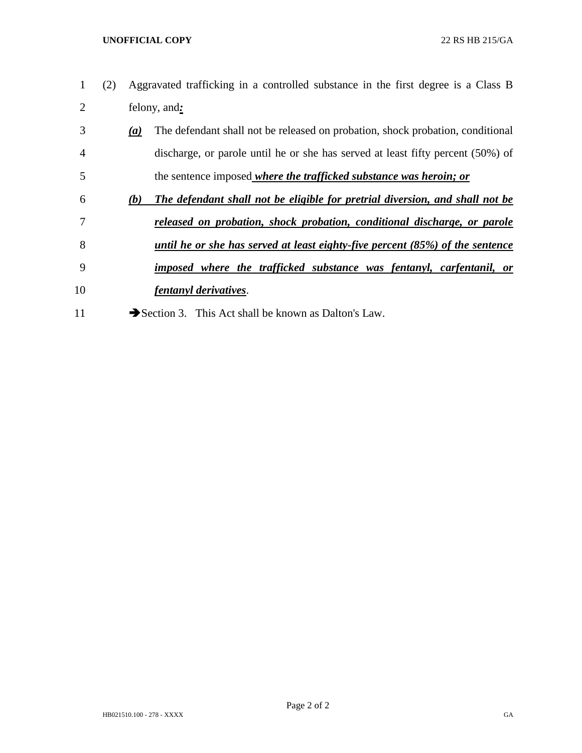(2) Aggravated trafficking in a controlled substance in the first degree is a Class B felony, and***:***

***(a)*** The defendant shall not be released on probation, shock probation, conditional discharge, or parole until he or she has served at least fifty percent (50%) of the sentence imposed ***where the trafficked substance was heroin; or***

***(b) The defendant shall not be eligible for pretrial diversion, and shall not be released on probation, shock probation, conditional discharge, or parole until he or she has served at least eighty-five percent (85%) of the sentence imposed where the trafficked substance was fentanyl, carfentanil, or fentanyl derivatives***.

➔Section 3. This Act shall be known as Dalton's Law.